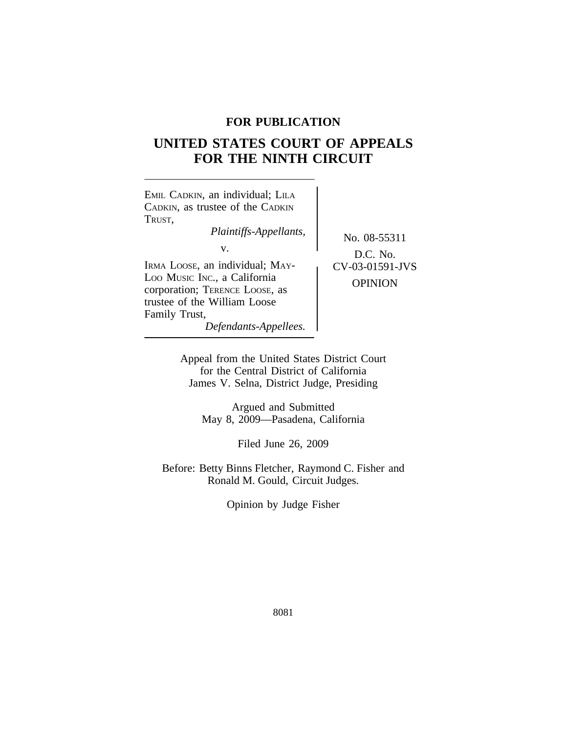**FOR PUBLICATION**

# UNITED STATES COURT OF APPEALS FOR THE NINTH CIRCUIT

EMIL CADKIN, an individual; LILA CADKIN, as trustee of the CADKIN TRUST,
*Plaintiffs-Appellants,*

v.

IRMA LOOSE, an individual; MAY-LOO MUSIC INC., a California corporation; TERENCE LOOSE, as trustee of the William Loose Family Trust,
*Defendants-Appellees.*

No. 08-55311

D.C. No. CV-03-01591-JVS

OPINION

Appeal from the United States District Court for the Central District of California
James V. Selna, District Judge, Presiding

Argued and Submitted
May 8, 2009—Pasadena, California

Filed June 26, 2009

Before: Betty Binns Fletcher, Raymond C. Fisher and Ronald M. Gould, Circuit Judges.

Opinion by Judge Fisher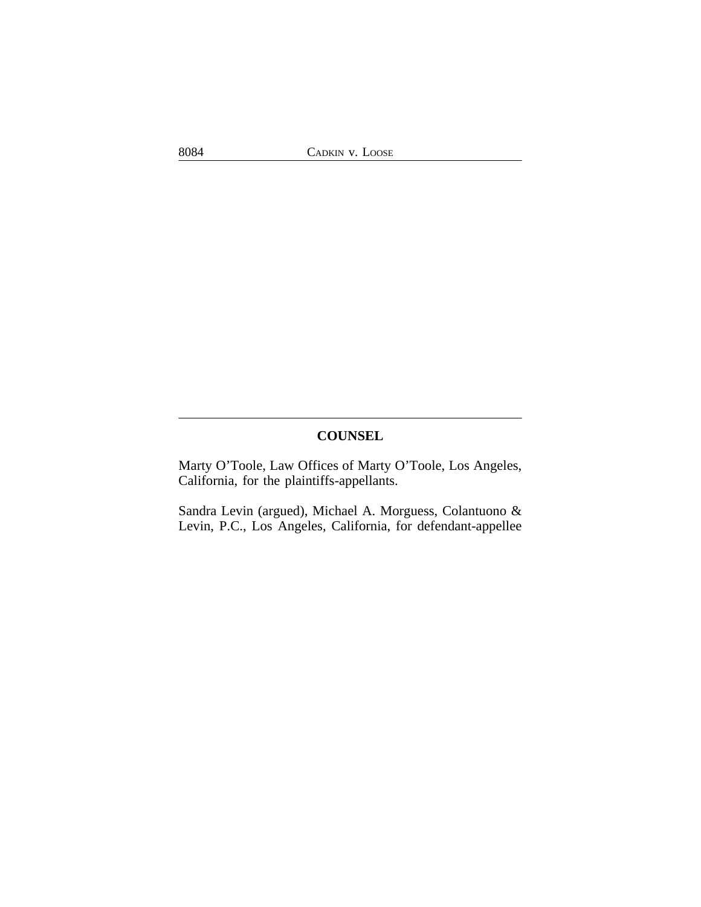## COUNSEL

Marty O'Toole, Law Offices of Marty O'Toole, Los Angeles, California, for the plaintiffs-appellants.

Sandra Levin (argued), Michael A. Morguess, Colantuono & Levin, P.C., Los Angeles, California, for defendant-appellee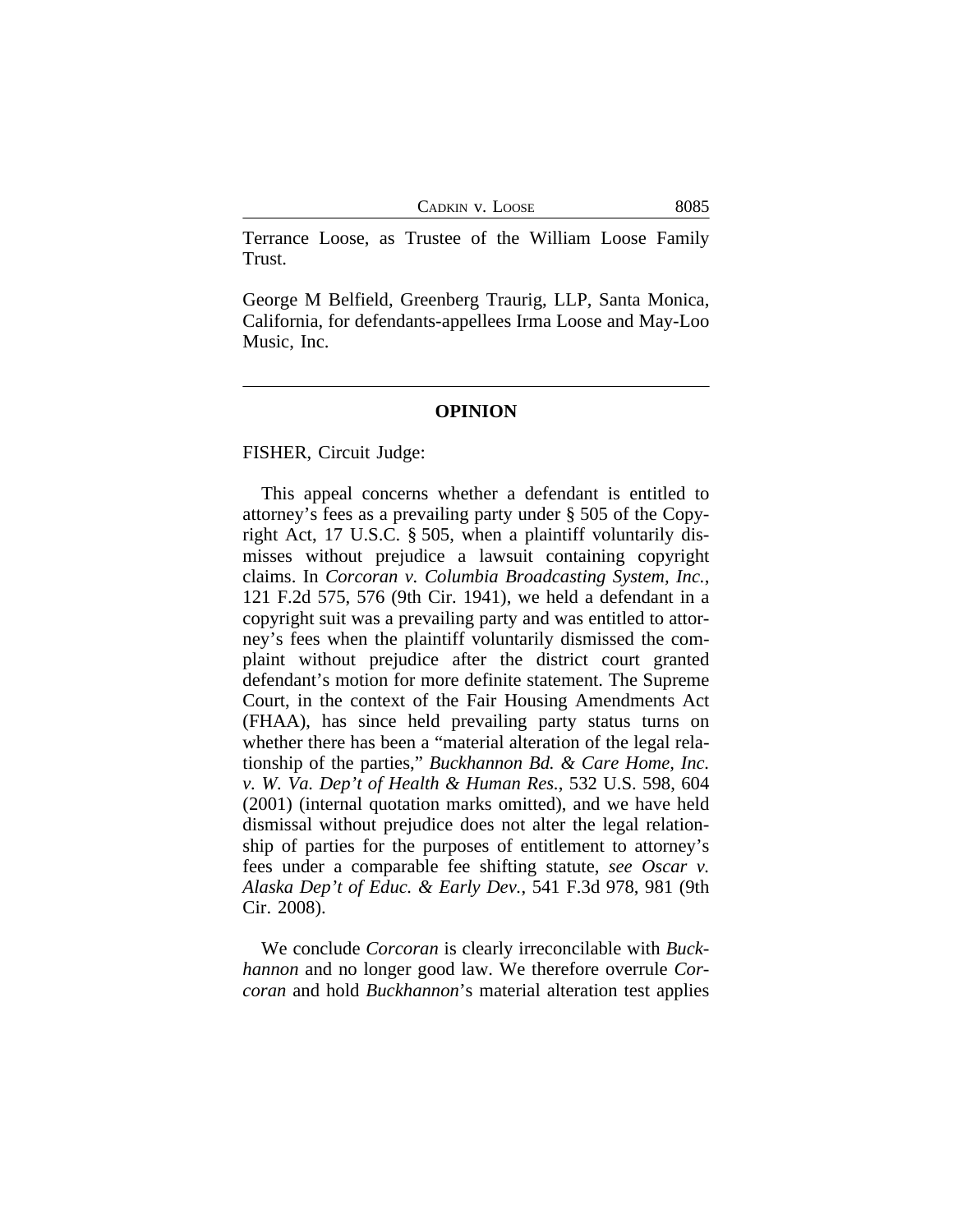Terrance Loose, as Trustee of the William Loose Family Trust.

George M Belfield, Greenberg Traurig, LLP, Santa Monica, California, for defendants-appellees Irma Loose and May-Loo Music, Inc.

---

**OPINION**

FISHER, Circuit Judge:

This appeal concerns whether a defendant is entitled to attorney's fees as a prevailing party under § 505 of the Copyright Act, 17 U.S.C. § 505, when a plaintiff voluntarily dismisses without prejudice a lawsuit containing copyright claims. In *Corcoran v. Columbia Broadcasting System, Inc.*, 121 F.2d 575, 576 (9th Cir. 1941), we held a defendant in a copyright suit was a prevailing party and was entitled to attorney's fees when the plaintiff voluntarily dismissed the complaint without prejudice after the district court granted defendant's motion for more definite statement. The Supreme Court, in the context of the Fair Housing Amendments Act (FHAA), has since held prevailing party status turns on whether there has been a "material alteration of the legal relationship of the parties," *Buckhannon Bd. & Care Home, Inc. v. W. Va. Dep't of Health & Human Res.*, 532 U.S. 598, 604 (2001) (internal quotation marks omitted), and we have held dismissal without prejudice does not alter the legal relationship of parties for the purposes of entitlement to attorney's fees under a comparable fee shifting statute, *see Oscar v. Alaska Dep't of Educ. & Early Dev.*, 541 F.3d 978, 981 (9th Cir. 2008).

We conclude *Corcoran* is clearly irreconcilable with *Buckhannon* and no longer good law. We therefore overrule *Corcoran* and hold *Buckhannon*'s material alteration test applies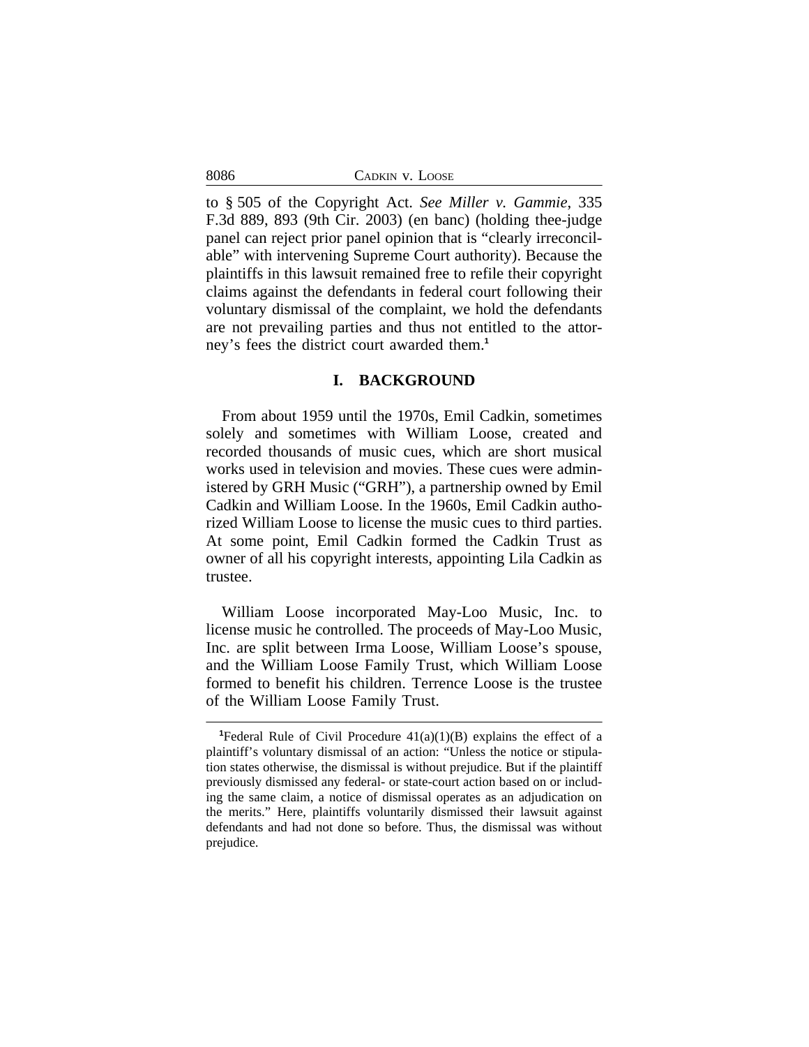to § 505 of the Copyright Act. *See Miller v. Gammie*, 335 F.3d 889, 893 (9th Cir. 2003) (en banc) (holding thee-judge panel can reject prior panel opinion that is "clearly irreconcilable" with intervening Supreme Court authority). Because the plaintiffs in this lawsuit remained free to refile their copyright claims against the defendants in federal court following their voluntary dismissal of the complaint, we hold the defendants are not prevailing parties and thus not entitled to the attorney's fees the district court awarded them.[1]

## I. BACKGROUND

From about 1959 until the 1970s, Emil Cadkin, sometimes solely and sometimes with William Loose, created and recorded thousands of music cues, which are short musical works used in television and movies. These cues were administered by GRH Music ("GRH"), a partnership owned by Emil Cadkin and William Loose. In the 1960s, Emil Cadkin authorized William Loose to license the music cues to third parties. At some point, Emil Cadkin formed the Cadkin Trust as owner of all his copyright interests, appointing Lila Cadkin as trustee.

William Loose incorporated May-Loo Music, Inc. to license music he controlled. The proceeds of May-Loo Music, Inc. are split between Irma Loose, William Loose's spouse, and the William Loose Family Trust, which William Loose formed to benefit his children. Terrence Loose is the trustee of the William Loose Family Trust.

---

[1]Federal Rule of Civil Procedure 41(a)(1)(B) explains the effect of a plaintiff's voluntary dismissal of an action: "Unless the notice or stipulation states otherwise, the dismissal is without prejudice. But if the plaintiff previously dismissed any federal- or state-court action based on or including the same claim, a notice of dismissal operates as an adjudication on the merits." Here, plaintiffs voluntarily dismissed their lawsuit against defendants and had not done so before. Thus, the dismissal was without prejudice.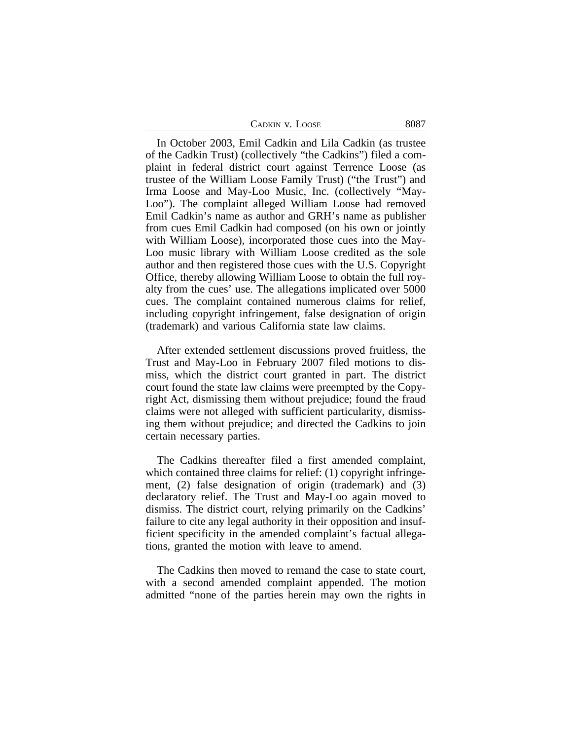In October 2003, Emil Cadkin and Lila Cadkin (as trustee of the Cadkin Trust) (collectively "the Cadkins") filed a complaint in federal district court against Terrence Loose (as trustee of the William Loose Family Trust) ("the Trust") and Irma Loose and May-Loo Music, Inc. (collectively "May-Loo"). The complaint alleged William Loose had removed Emil Cadkin's name as author and GRH's name as publisher from cues Emil Cadkin had composed (on his own or jointly with William Loose), incorporated those cues into the May-Loo music library with William Loose credited as the sole author and then registered those cues with the U.S. Copyright Office, thereby allowing William Loose to obtain the full royalty from the cues' use. The allegations implicated over 5000 cues. The complaint contained numerous claims for relief, including copyright infringement, false designation of origin (trademark) and various California state law claims.

After extended settlement discussions proved fruitless, the Trust and May-Loo in February 2007 filed motions to dismiss, which the district court granted in part. The district court found the state law claims were preempted by the Copyright Act, dismissing them without prejudice; found the fraud claims were not alleged with sufficient particularity, dismissing them without prejudice; and directed the Cadkins to join certain necessary parties.

The Cadkins thereafter filed a first amended complaint, which contained three claims for relief: (1) copyright infringement, (2) false designation of origin (trademark) and (3) declaratory relief. The Trust and May-Loo again moved to dismiss. The district court, relying primarily on the Cadkins' failure to cite any legal authority in their opposition and insufficient specificity in the amended complaint's factual allegations, granted the motion with leave to amend.

The Cadkins then moved to remand the case to state court, with a second amended complaint appended. The motion admitted "none of the parties herein may own the rights in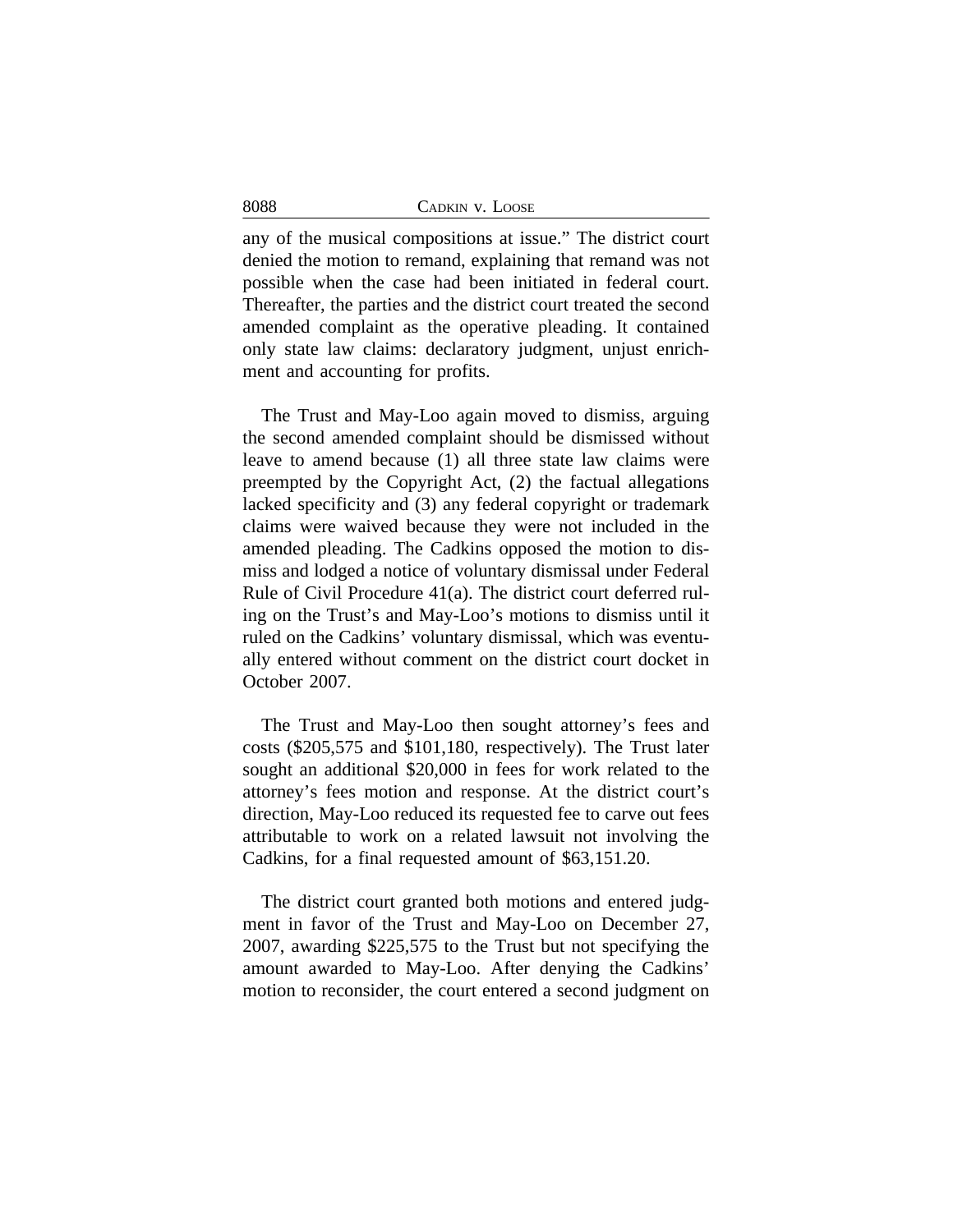any of the musical compositions at issue." The district court denied the motion to remand, explaining that remand was not possible when the case had been initiated in federal court. Thereafter, the parties and the district court treated the second amended complaint as the operative pleading. It contained only state law claims: declaratory judgment, unjust enrichment and accounting for profits.

The Trust and May-Loo again moved to dismiss, arguing the second amended complaint should be dismissed without leave to amend because (1) all three state law claims were preempted by the Copyright Act, (2) the factual allegations lacked specificity and (3) any federal copyright or trademark claims were waived because they were not included in the amended pleading. The Cadkins opposed the motion to dismiss and lodged a notice of voluntary dismissal under Federal Rule of Civil Procedure 41(a). The district court deferred ruling on the Trust's and May-Loo's motions to dismiss until it ruled on the Cadkins' voluntary dismissal, which was eventually entered without comment on the district court docket in October 2007.

The Trust and May-Loo then sought attorney's fees and costs ($205,575 and $101,180, respectively). The Trust later sought an additional $20,000 in fees for work related to the attorney's fees motion and response. At the district court's direction, May-Loo reduced its requested fee to carve out fees attributable to work on a related lawsuit not involving the Cadkins, for a final requested amount of $63,151.20.

The district court granted both motions and entered judgment in favor of the Trust and May-Loo on December 27, 2007, awarding $225,575 to the Trust but not specifying the amount awarded to May-Loo. After denying the Cadkins' motion to reconsider, the court entered a second judgment on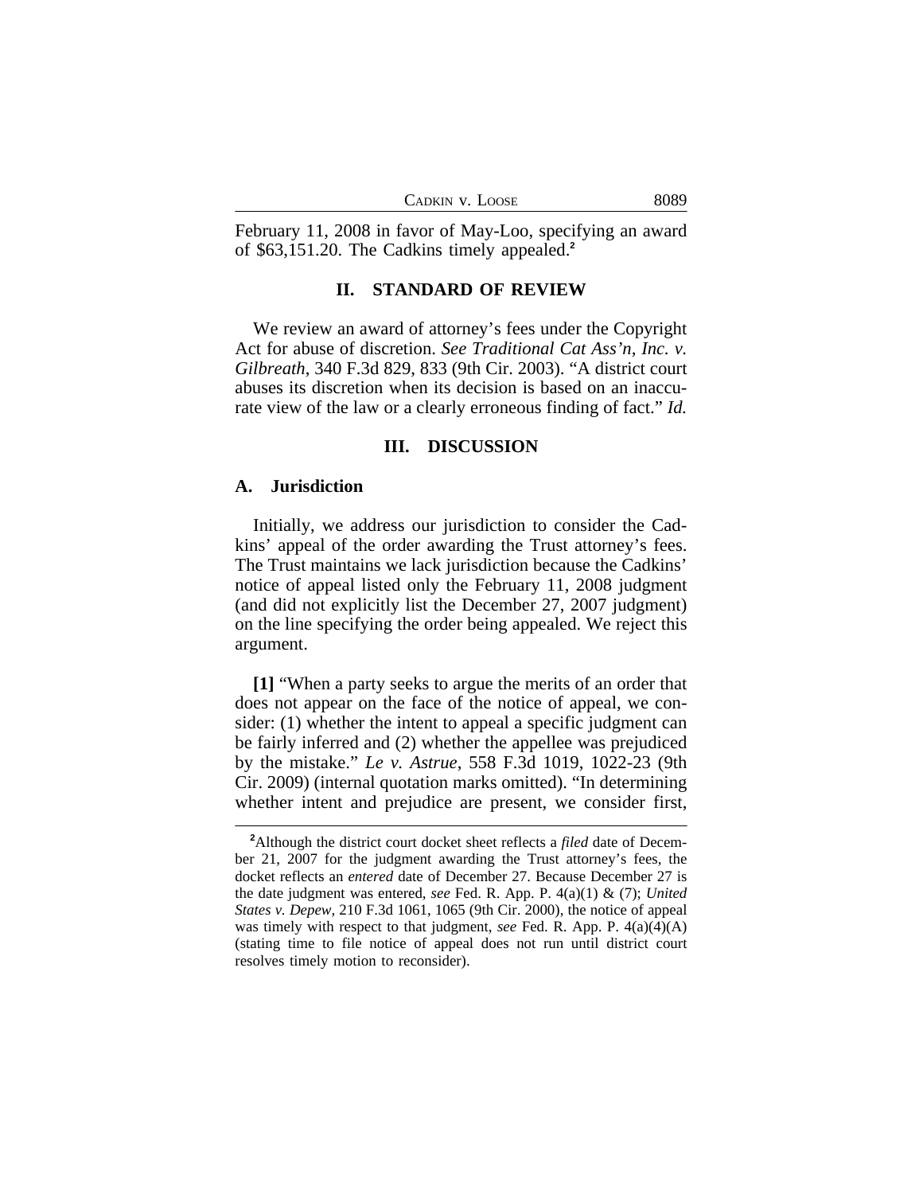February 11, 2008 in favor of May-Loo, specifying an award of $63,151.20. The Cadkins timely appealed.[2]

## II. STANDARD OF REVIEW

We review an award of attorney's fees under the Copyright Act for abuse of discretion. *See Traditional Cat Ass'n, Inc. v. Gilbreath*, 340 F.3d 829, 833 (9th Cir. 2003). "A district court abuses its discretion when its decision is based on an inaccurate view of the law or a clearly erroneous finding of fact." *Id.*

## III. DISCUSSION

### A. Jurisdiction

Initially, we address our jurisdiction to consider the Cadkins' appeal of the order awarding the Trust attorney's fees. The Trust maintains we lack jurisdiction because the Cadkins' notice of appeal listed only the February 11, 2008 judgment (and did not explicitly list the December 27, 2007 judgment) on the line specifying the order being appealed. We reject this argument.

**[1]** "When a party seeks to argue the merits of an order that does not appear on the face of the notice of appeal, we consider: (1) whether the intent to appeal a specific judgment can be fairly inferred and (2) whether the appellee was prejudiced by the mistake." *Le v. Astrue*, 558 F.3d 1019, 1022-23 (9th Cir. 2009) (internal quotation marks omitted). "In determining whether intent and prejudice are present, we consider first,

---

[2]Although the district court docket sheet reflects a *filed* date of December 21, 2007 for the judgment awarding the Trust attorney's fees, the docket reflects an *entered* date of December 27. Because December 27 is the date judgment was entered, *see* Fed. R. App. P. 4(a)(1) & (7); *United States v. Depew*, 210 F.3d 1061, 1065 (9th Cir. 2000), the notice of appeal was timely with respect to that judgment, *see* Fed. R. App. P. 4(a)(4)(A) (stating time to file notice of appeal does not run until district court resolves timely motion to reconsider).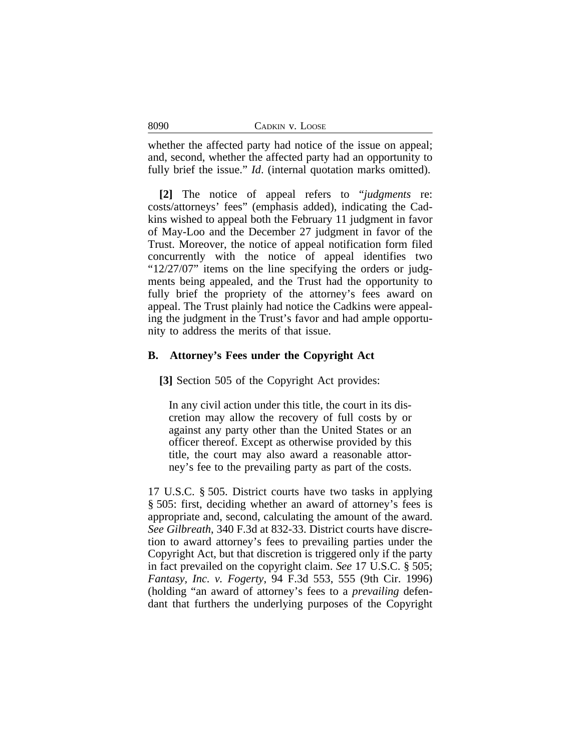whether the affected party had notice of the issue on appeal; and, second, whether the affected party had an opportunity to fully brief the issue." *Id*. (internal quotation marks omitted).

**[2]** The notice of appeal refers to "*judgments* re: costs/attorneys' fees" (emphasis added), indicating the Cadkins wished to appeal both the February 11 judgment in favor of May-Loo and the December 27 judgment in favor of the Trust. Moreover, the notice of appeal notification form filed concurrently with the notice of appeal identifies two "12/27/07" items on the line specifying the orders or judgments being appealed, and the Trust had the opportunity to fully brief the propriety of the attorney's fees award on appeal. The Trust plainly had notice the Cadkins were appealing the judgment in the Trust's favor and had ample opportunity to address the merits of that issue.

### B. Attorney's Fees under the Copyright Act

**[3]** Section 505 of the Copyright Act provides:

> In any civil action under this title, the court in its discretion may allow the recovery of full costs by or against any party other than the United States or an officer thereof. Except as otherwise provided by this title, the court may also award a reasonable attorney's fee to the prevailing party as part of the costs.

17 U.S.C. § 505. District courts have two tasks in applying § 505: first, deciding whether an award of attorney's fees is appropriate and, second, calculating the amount of the award. *See Gilbreath*, 340 F.3d at 832-33. District courts have discretion to award attorney's fees to prevailing parties under the Copyright Act, but that discretion is triggered only if the party in fact prevailed on the copyright claim. *See* 17 U.S.C. § 505; *Fantasy, Inc. v. Fogerty*, 94 F.3d 553, 555 (9th Cir. 1996) (holding "an award of attorney's fees to a *prevailing* defendant that furthers the underlying purposes of the Copyright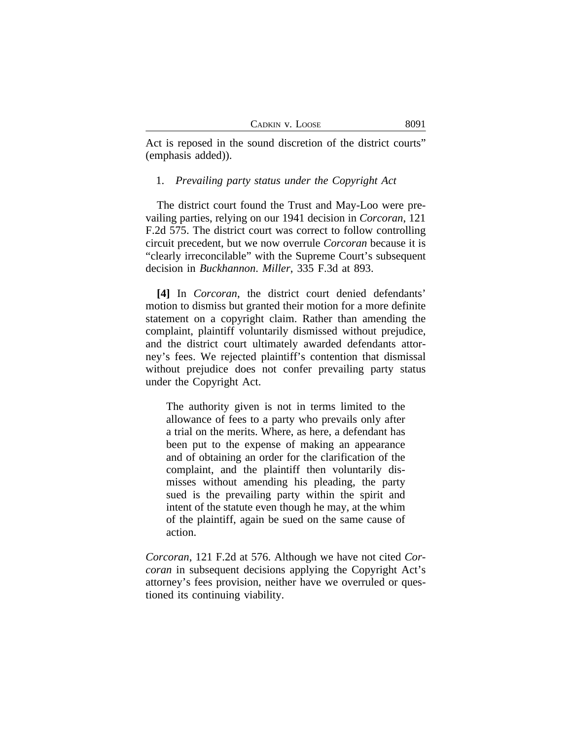Act is reposed in the sound discretion of the district courts" (emphasis added)).

1. *Prevailing party status under the Copyright Act*

The district court found the Trust and May-Loo were prevailing parties, relying on our 1941 decision in *Corcoran*, 121 F.2d 575. The district court was correct to follow controlling circuit precedent, but we now overrule *Corcoran* because it is "clearly irreconcilable" with the Supreme Court's subsequent decision in *Buckhannon*. *Miller*, 335 F.3d at 893.

**[4]** In *Corcoran*, the district court denied defendants' motion to dismiss but granted their motion for a more definite statement on a copyright claim. Rather than amending the complaint, plaintiff voluntarily dismissed without prejudice, and the district court ultimately awarded defendants attorney's fees. We rejected plaintiff's contention that dismissal without prejudice does not confer prevailing party status under the Copyright Act.

> The authority given is not in terms limited to the allowance of fees to a party who prevails only after a trial on the merits. Where, as here, a defendant has been put to the expense of making an appearance and of obtaining an order for the clarification of the complaint, and the plaintiff then voluntarily dismisses without amending his pleading, the party sued is the prevailing party within the spirit and intent of the statute even though he may, at the whim of the plaintiff, again be sued on the same cause of action.

*Corcoran*, 121 F.2d at 576. Although we have not cited *Corcoran* in subsequent decisions applying the Copyright Act's attorney's fees provision, neither have we overruled or questioned its continuing viability.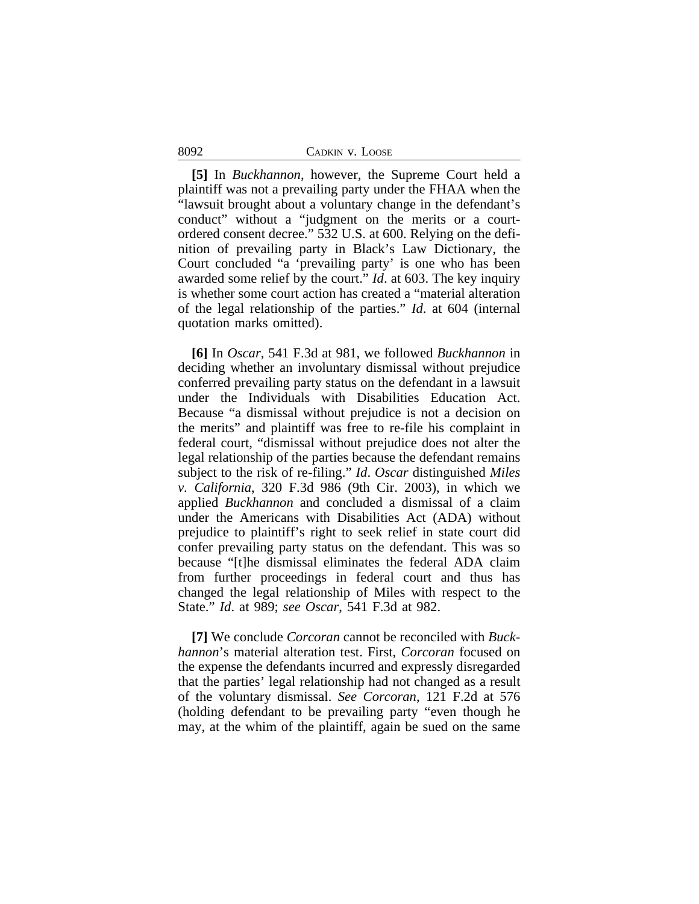**[5]** In *Buckhannon*, however, the Supreme Court held a plaintiff was not a prevailing party under the FHAA when the "lawsuit brought about a voluntary change in the defendant's conduct" without a "judgment on the merits or a court-ordered consent decree." 532 U.S. at 600. Relying on the definition of prevailing party in Black's Law Dictionary, the Court concluded "a 'prevailing party' is one who has been awarded some relief by the court." *Id*. at 603. The key inquiry is whether some court action has created a "material alteration of the legal relationship of the parties." *Id*. at 604 (internal quotation marks omitted).

**[6]** In *Oscar*, 541 F.3d at 981, we followed *Buckhannon* in deciding whether an involuntary dismissal without prejudice conferred prevailing party status on the defendant in a lawsuit under the Individuals with Disabilities Education Act. Because "a dismissal without prejudice is not a decision on the merits" and plaintiff was free to re-file his complaint in federal court, "dismissal without prejudice does not alter the legal relationship of the parties because the defendant remains subject to the risk of re-filing." *Id*. *Oscar* distinguished *Miles v. California*, 320 F.3d 986 (9th Cir. 2003), in which we applied *Buckhannon* and concluded a dismissal of a claim under the Americans with Disabilities Act (ADA) without prejudice to plaintiff's right to seek relief in state court did confer prevailing party status on the defendant. This was so because "[t]he dismissal eliminates the federal ADA claim from further proceedings in federal court and thus has changed the legal relationship of Miles with respect to the State." *Id*. at 989; *see Oscar*, 541 F.3d at 982.

**[7]** We conclude *Corcoran* cannot be reconciled with *Buckhannon*'s material alteration test. First, *Corcoran* focused on the expense the defendants incurred and expressly disregarded that the parties' legal relationship had not changed as a result of the voluntary dismissal. *See Corcoran*, 121 F.2d at 576 (holding defendant to be prevailing party "even though he may, at the whim of the plaintiff, again be sued on the same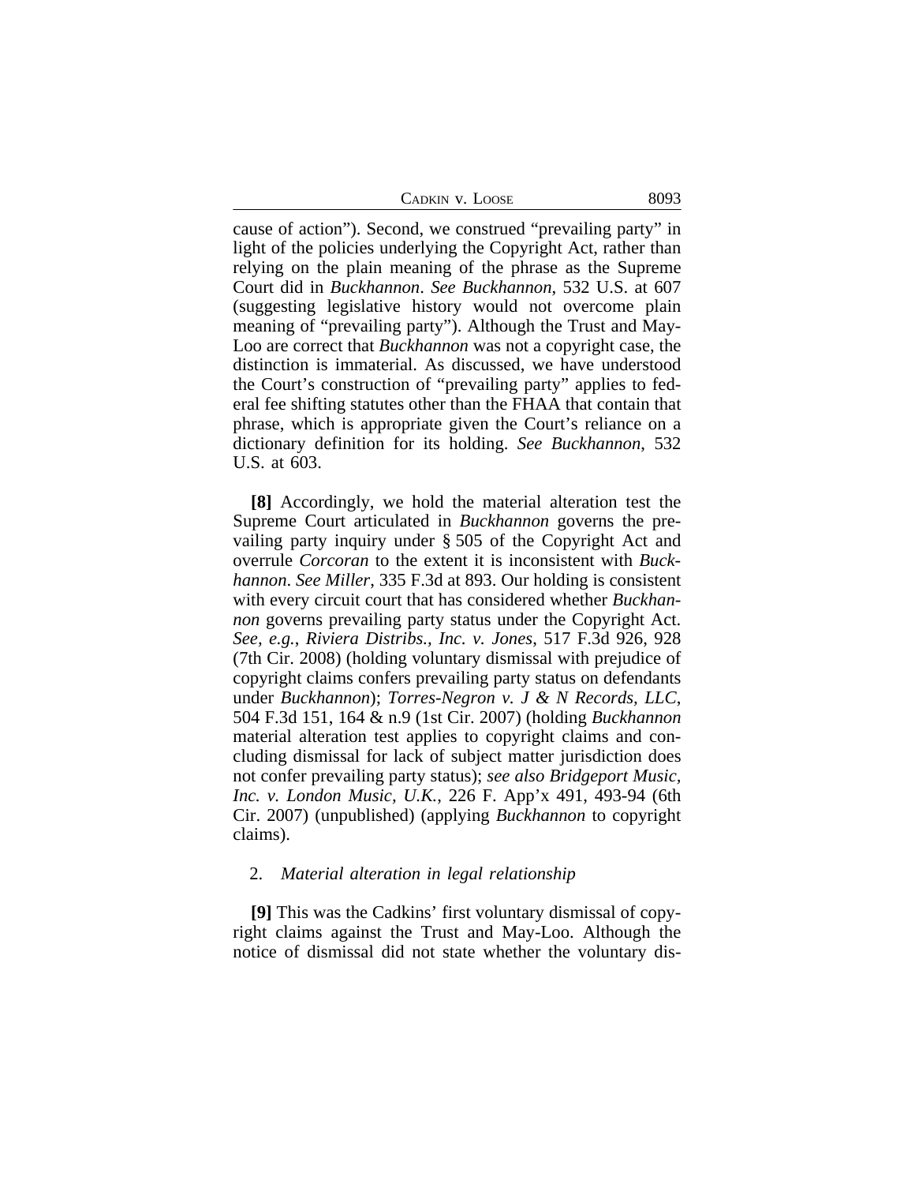cause of action"). Second, we construed "prevailing party" in light of the policies underlying the Copyright Act, rather than relying on the plain meaning of the phrase as the Supreme Court did in *Buckhannon*. *See Buckhannon*, 532 U.S. at 607 (suggesting legislative history would not overcome plain meaning of "prevailing party"). Although the Trust and May-Loo are correct that *Buckhannon* was not a copyright case, the distinction is immaterial. As discussed, we have understood the Court's construction of "prevailing party" applies to federal fee shifting statutes other than the FHAA that contain that phrase, which is appropriate given the Court's reliance on a dictionary definition for its holding. *See Buckhannon*, 532 U.S. at 603.

**[8]** Accordingly, we hold the material alteration test the Supreme Court articulated in *Buckhannon* governs the prevailing party inquiry under § 505 of the Copyright Act and overrule *Corcoran* to the extent it is inconsistent with *Buckhannon*. *See Miller*, 335 F.3d at 893. Our holding is consistent with every circuit court that has considered whether *Buckhannon* governs prevailing party status under the Copyright Act. *See, e.g.*, *Riviera Distribs., Inc. v. Jones*, 517 F.3d 926, 928 (7th Cir. 2008) (holding voluntary dismissal with prejudice of copyright claims confers prevailing party status on defendants under *Buckhannon*); *Torres-Negron v. J & N Records, LLC*, 504 F.3d 151, 164 & n.9 (1st Cir. 2007) (holding *Buckhannon* material alteration test applies to copyright claims and concluding dismissal for lack of subject matter jurisdiction does not confer prevailing party status); *see also Bridgeport Music, Inc. v. London Music, U.K.*, 226 F. App'x 491, 493-94 (6th Cir. 2007) (unpublished) (applying *Buckhannon* to copyright claims).

2. *Material alteration in legal relationship*

**[9]** This was the Cadkins' first voluntary dismissal of copyright claims against the Trust and May-Loo. Although the notice of dismissal did not state whether the voluntary dis-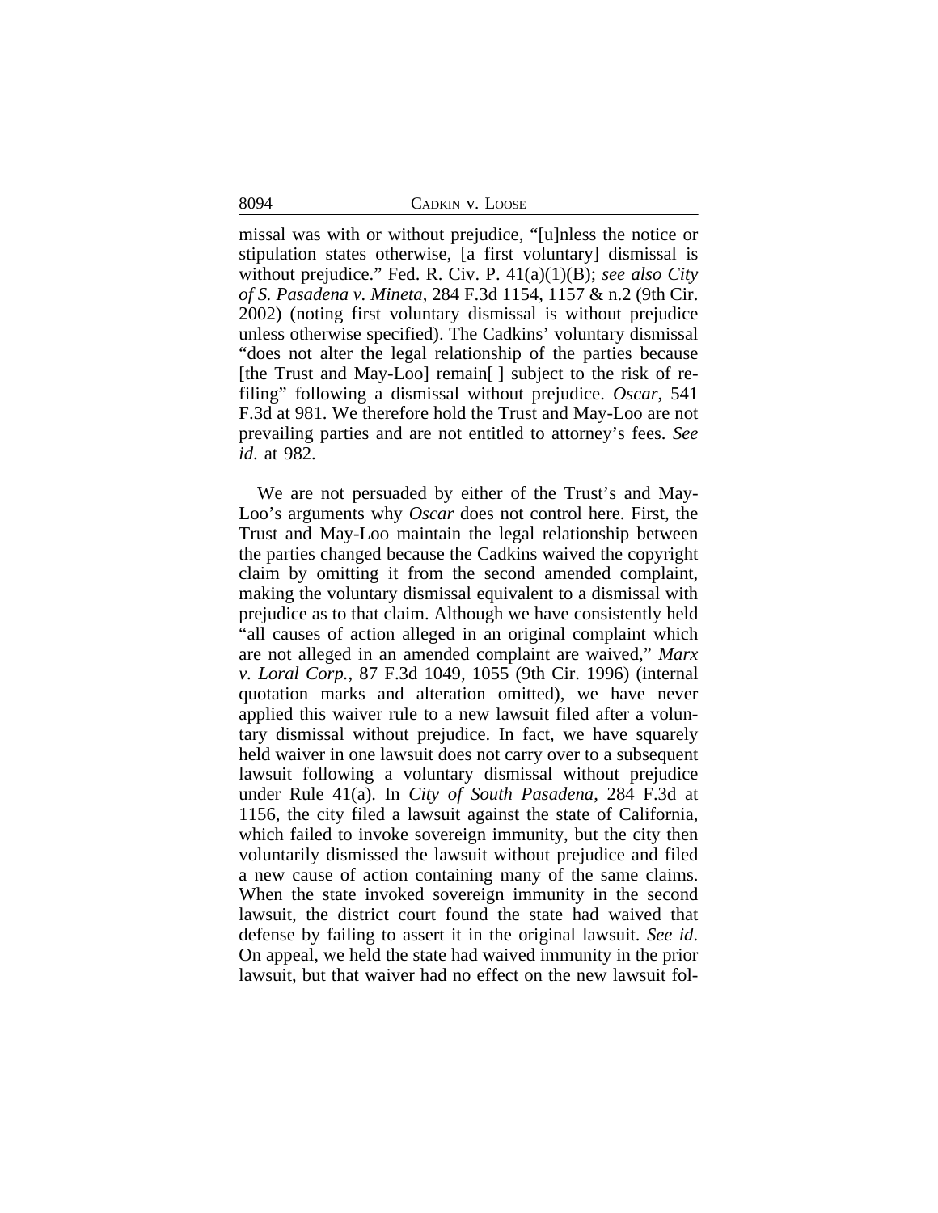missal was with or without prejudice, "[u]nless the notice or stipulation states otherwise, [a first voluntary] dismissal is without prejudice." Fed. R. Civ. P. 41(a)(1)(B); *see also City of S. Pasadena v. Mineta*, 284 F.3d 1154, 1157 & n.2 (9th Cir. 2002) (noting first voluntary dismissal is without prejudice unless otherwise specified). The Cadkins' voluntary dismissal "does not alter the legal relationship of the parties because [the Trust and May-Loo] remain[ ] subject to the risk of re-filing" following a dismissal without prejudice. *Oscar*, 541 F.3d at 981. We therefore hold the Trust and May-Loo are not prevailing parties and are not entitled to attorney's fees. *See id.* at 982.

We are not persuaded by either of the Trust's and May-Loo's arguments why *Oscar* does not control here. First, the Trust and May-Loo maintain the legal relationship between the parties changed because the Cadkins waived the copyright claim by omitting it from the second amended complaint, making the voluntary dismissal equivalent to a dismissal with prejudice as to that claim. Although we have consistently held "all causes of action alleged in an original complaint which are not alleged in an amended complaint are waived," *Marx v. Loral Corp.*, 87 F.3d 1049, 1055 (9th Cir. 1996) (internal quotation marks and alteration omitted), we have never applied this waiver rule to a new lawsuit filed after a voluntary dismissal without prejudice. In fact, we have squarely held waiver in one lawsuit does not carry over to a subsequent lawsuit following a voluntary dismissal without prejudice under Rule 41(a). In *City of South Pasadena*, 284 F.3d at 1156, the city filed a lawsuit against the state of California, which failed to invoke sovereign immunity, but the city then voluntarily dismissed the lawsuit without prejudice and filed a new cause of action containing many of the same claims. When the state invoked sovereign immunity in the second lawsuit, the district court found the state had waived that defense by failing to assert it in the original lawsuit. *See id.* On appeal, we held the state had waived immunity in the prior lawsuit, but that waiver had no effect on the new lawsuit fol-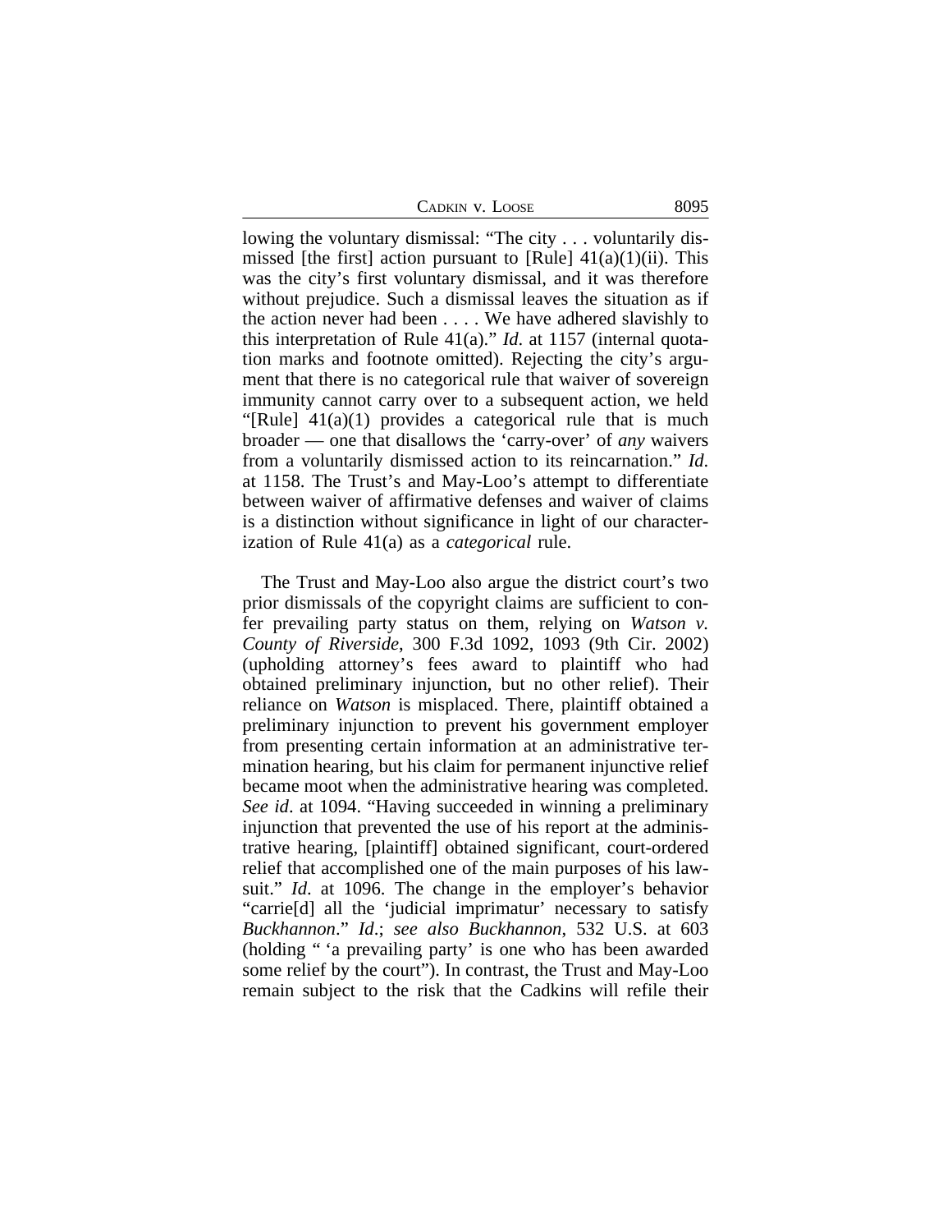lowing the voluntary dismissal: "The city . . . voluntarily dismissed [the first] action pursuant to [Rule] 41(a)(1)(ii). This was the city's first voluntary dismissal, and it was therefore without prejudice. Such a dismissal leaves the situation as if the action never had been . . . . We have adhered slavishly to this interpretation of Rule 41(a)." *Id*. at 1157 (internal quotation marks and footnote omitted). Rejecting the city's argument that there is no categorical rule that waiver of sovereign immunity cannot carry over to a subsequent action, we held "[Rule] 41(a)(1) provides a categorical rule that is much broader — one that disallows the 'carry-over' of *any* waivers from a voluntarily dismissed action to its reincarnation." *Id*. at 1158. The Trust's and May-Loo's attempt to differentiate between waiver of affirmative defenses and waiver of claims is a distinction without significance in light of our characterization of Rule 41(a) as a *categorical* rule.

The Trust and May-Loo also argue the district court's two prior dismissals of the copyright claims are sufficient to confer prevailing party status on them, relying on *Watson v. County of Riverside*, 300 F.3d 1092, 1093 (9th Cir. 2002) (upholding attorney's fees award to plaintiff who had obtained preliminary injunction, but no other relief). Their reliance on *Watson* is misplaced. There, plaintiff obtained a preliminary injunction to prevent his government employer from presenting certain information at an administrative termination hearing, but his claim for permanent injunctive relief became moot when the administrative hearing was completed. *See id*. at 1094. "Having succeeded in winning a preliminary injunction that prevented the use of his report at the administrative hearing, [plaintiff] obtained significant, court-ordered relief that accomplished one of the main purposes of his lawsuit." *Id*. at 1096. The change in the employer's behavior "carrie[d] all the 'judicial imprimatur' necessary to satisfy *Buckhannon*." *Id*.; *see also Buckhannon*, 532 U.S. at 603 (holding " 'a prevailing party' is one who has been awarded some relief by the court"). In contrast, the Trust and May-Loo remain subject to the risk that the Cadkins will refile their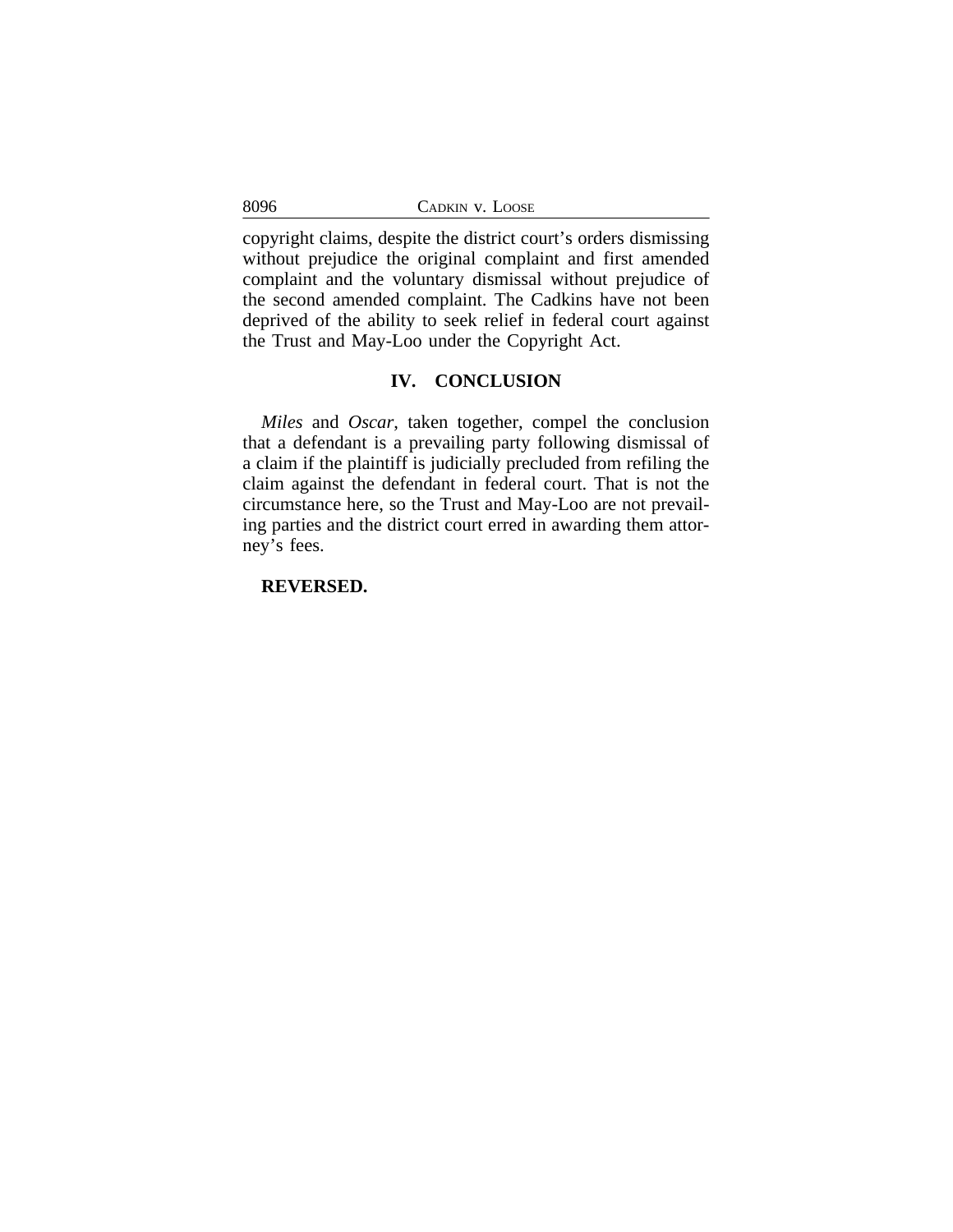copyright claims, despite the district court's orders dismissing without prejudice the original complaint and first amended complaint and the voluntary dismissal without prejudice of the second amended complaint. The Cadkins have not been deprived of the ability to seek relief in federal court against the Trust and May-Loo under the Copyright Act.

## IV. CONCLUSION

*Miles* and *Oscar*, taken together, compel the conclusion that a defendant is a prevailing party following dismissal of a claim if the plaintiff is judicially precluded from refiling the claim against the defendant in federal court. That is not the circumstance here, so the Trust and May-Loo are not prevailing parties and the district court erred in awarding them attorney's fees.

**REVERSED.**